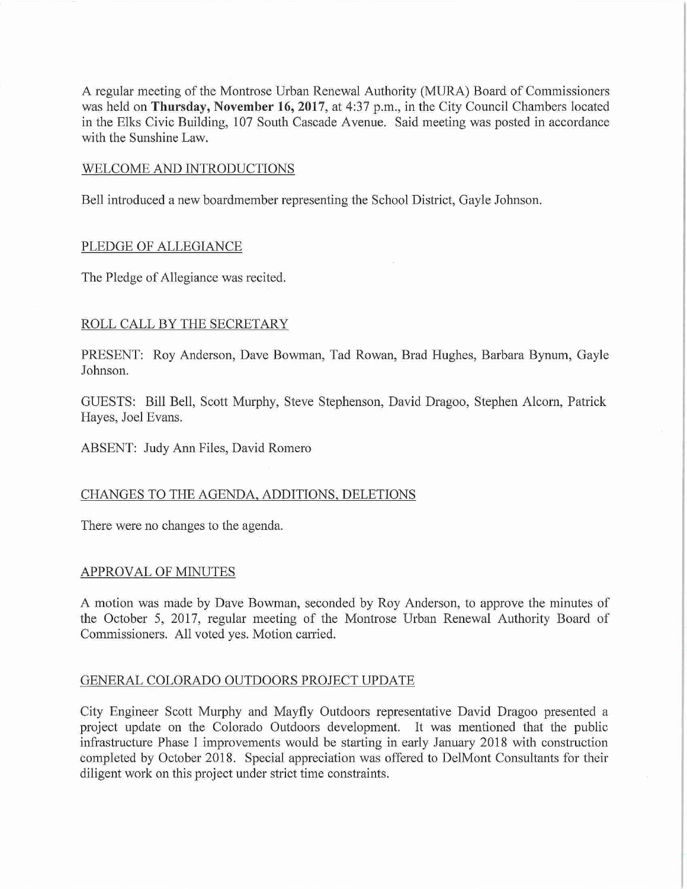A regular meeting of the Montrose Urban Renewal Authority (MURA) Board of Commissioners was held on **Thursday, November 16, 2017**, at 4:37 p.m., in the City Council Chambers located in the Elks Civic Building, 107 South Cascade Avenue. Said meeting was posted in accordance with the Sunshine Law.

## WELCOME AND INTRODUCTIONS

Bell introduced a new boardmember representing the School District, Gayle Johnson.

## PLEDGE OF ALLEGIANCE

The Pledge of Allegiance was recited.

## ROLL CALL BY THE SECRETARY

PRESENT: Roy Anderson, Dave Bowman, Tad Rowan, Brad Hughes, Barbara Bynum, Gayle Johnson.

GUESTS: Bill Bell, Scott Murphy, Steve Stephenson, David Dragoo, Stephen Alcorn, Patrick Hayes, Joel Evans.

ABSENT: Judy Ann Files, David Romero

## CHANGES TO THE AGENDA, ADDITIONS, DELETIONS

There were no changes to the agenda.

## APPROVAL OF MINUTES

A motion was made by Dave Bowman, seconded by Roy Anderson, to approve the minutes of the October 5, 2017, regular meeting of the Montrose Urban Renewal Authority Board of Commissioners. All voted yes. Motion carried.

## GENERAL COLORADO OUTDOORS PROJECT UPDATE

City Engineer Scott Murphy and Mayfly Outdoors representative David Dragoo presented a project update on the Colorado Outdoors development. It was mentioned that the public infrastructure Phase I improvements would be starting in early January 2018 with construction completed by October 2018. Special appreciation was offered to DelMont Consultants for their diligent work on this project under strict time constraints.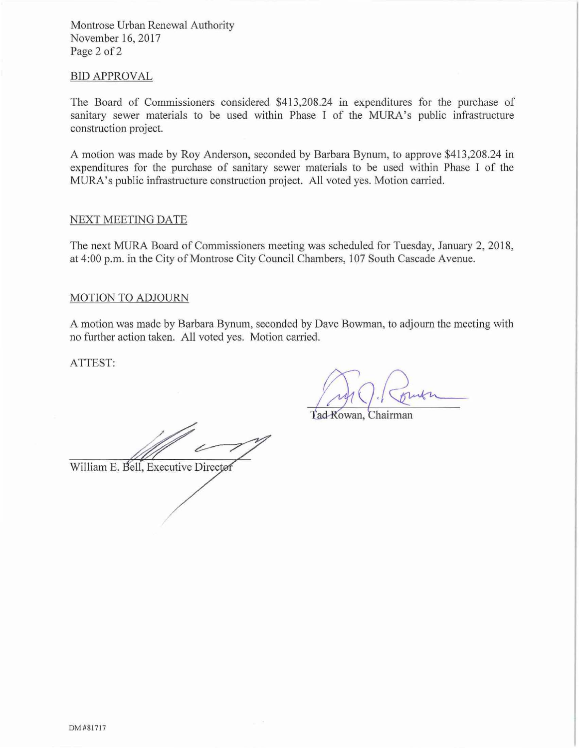## BID APPROVAL

The Board of Commissioners considered $413,208.24 in expenditures for the purchase of sanitary sewer materials to be used within Phase I of the MURA's public infrastructure construction project.

A motion was made by Roy Anderson, seconded by Barbara Bynum, to approve $413,208.24 in expenditures for the purchase of sanitary sewer materials to be used within Phase I of the MURA's public infrastructure construction project. All voted yes. Motion carried.

## NEXT MEETING DATE

The next MURA Board of Commissioners meeting was scheduled for Tuesday, January 2, 2018, at 4:00 p.m. in the City of Montrose City Council Chambers, 107 South Cascade Avenue.

## MOTION TO ADJOURN

A motion was made by Barbara Bynum, seconded by Dave Bowman, to adjourn the meeting with no further action taken. All voted yes. Motion carried.

ATTEST:

Tad Rowan, Chairman

William E. Bell, Executive Director

DM #81717